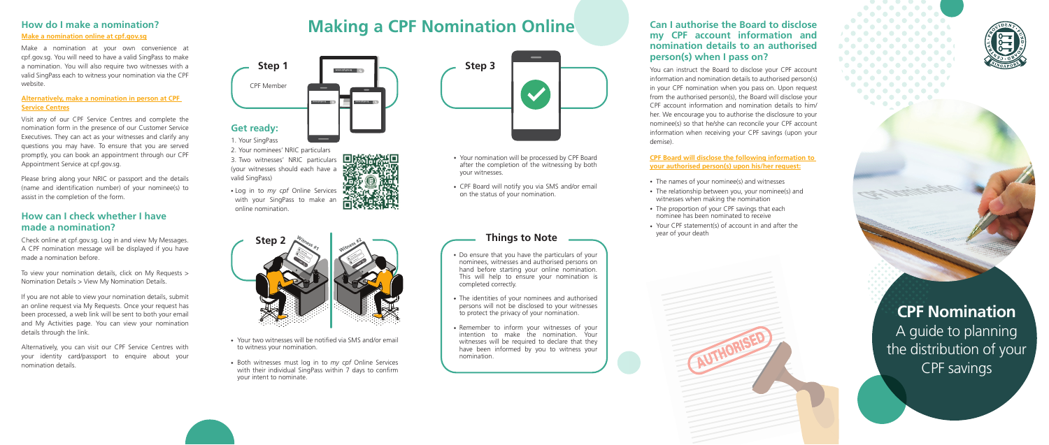## How do I make a nomination?

**Make a nomination online at cpf.gov.sg**

Make a nomination at your own convenience at cpf.gov.sg. You will need to have a valid SingPass to make a nomination. You will also require two witnesses with a valid SingPass each to witness your nomination via the CPF website.

**Alternatively, make a nomination in person at CPF Service Centres**

Visit any of our CPF Service Centres and complete the nomination form in the presence of our Customer Service Executives. They can act as your witnesses and clarify any questions you may have. To ensure that you are served promptly, you can book an appointment through our CPF Appointment Service at cpf.gov.sg.

Please bring along your NRIC or passport and the details (name and identification number) of your nominee(s) to assist in the completion of the form.

## How can I check whether I have made a nomination?

Check online at cpf.gov.sg. Log in and view My Messages. A CPF nomination message will be displayed if you have made a nomination before.

To view your nomination details, click on My Requests > Nomination Details > View My Nomination Details.

If you are not able to view your nomination details, submit an online request via My Requests. Once your request has been processed, a web link will be sent to both your email and My Activities page. You can view your nomination details through the link.

Alternatively, you can visit our CPF Service Centres with your identity card/passport to enquire about your nomination details.

# Making a CPF Nomination Online

**Step 1**

CPF Member

### Get ready:

1. Your SingPass
2. Your nominees' NRIC particulars
3. Two witnesses' NRIC particulars (your witnesses should each have a valid SingPass)

- Log in to *my cpf* Online Services with your SingPass to make an online nomination.

**Step 2**

Witness #1 Witness #2

- Your two witnesses will be notified via SMS and/or email to witness your nomination.
- Both witnesses must log in to *my cpf* Online Services with their individual SingPass within 7 days to confirm your intent to nominate.

**Step 3**

- Your nomination will be processed by CPF Board after the completion of the witnessing by both your witnesses.
- CPF Board will notify you via SMS and/or email on the status of your nomination.

### Things to Note

- Do ensure that you have the particulars of your nominees, witnesses and authorised persons on hand before starting your online nomination. This will help to ensure your nomination is completed correctly.
- The identities of your nominees and authorised persons will not be disclosed to your witnesses to protect the privacy of your nomination.
- Remember to inform your witnesses of your intention to make the nomination. Your witnesses will be required to declare that they have been informed by you to witness your nomination.

## Can I authorise the Board to disclose my CPF account information and nomination details to an authorised person(s) when I pass on?

You can instruct the Board to disclose your CPF account information and nomination details to authorised person(s) in your CPF nomination when you pass on. Upon request from the authorised person(s), the Board will disclose your CPF account information and nomination details to him/her. We encourage you to authorise the disclosure to your nominee(s) so that he/she can reconcile your CPF account information when receiving your CPF savings (upon your demise).

**CPF Board will disclose the following information to your authorised person(s) upon his/her request:**

- The names of your nominee(s) and witnesses
- The relationship between you, your nominee(s) and witnesses when making the nomination
- The proportion of your CPF savings that each nominee has been nominated to receive
- Your CPF statement(s) of account in and after the year of your death

AUTHORISED

# CPF Nomination

A guide to planning the distribution of your CPF savings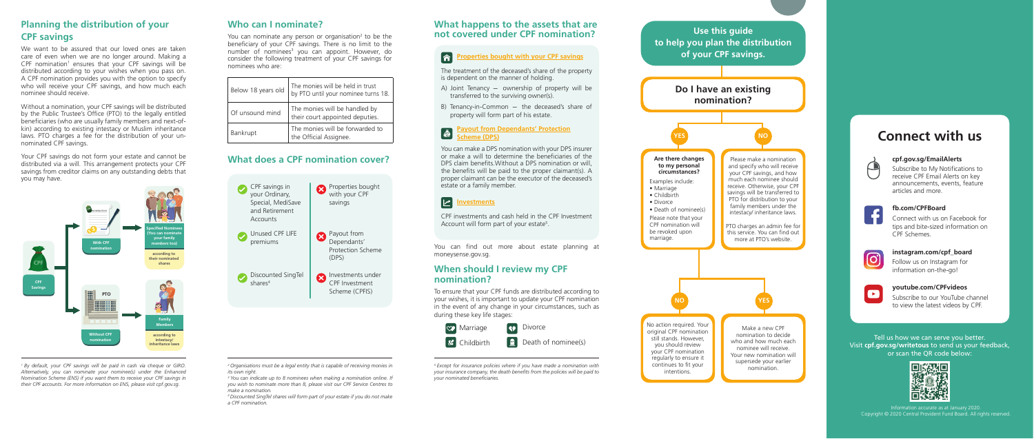## Planning the distribution of your CPF savings

We want to be assured that our loved ones are taken care of even when we are no longer around. Making a CPF nomination[1] ensures that your CPF savings will be distributed according to your wishes when you pass on. A CPF nomination provides you with the option to specify who will receive your CPF savings, and how much each nominee should receive.

Without a nomination, your CPF savings will be distributed by the Public Trustee's Office (PTO) to the legally entitled beneficiaries (who are usually family members and next-of-kin) according to existing intestacy or Muslim inheritance laws. PTO charges a fee for the distribution of your un-nominated CPF savings.

Your CPF savings do not form your estate and cannot be distributed via a will. This arrangement protects your CPF savings from creditor claims on any outstanding debts that you may have.

CPF Savings

With CPF nomination

Specified Nominees (You can nominate your family members too)

according to their nominated shares

PTO

Without CPF nomination

Family Members

according to intestacy/ inheritance laws

*[1] By default, your CPF savings will be paid in cash via cheque or GIRO. Alternatively, you can nominate your nominee(s) under the Enhanced Nomination Scheme (ENS) if you want them to receive your CPF savings in their CPF accounts. For more information on ENS, please visit cpf.gov.sg.*

## Who can I nominate?

You can nominate any person or organisation[2] to be the beneficiary of your CPF savings. There is no limit to the number of nominees[3] you can appoint. However, do consider the following treatment of your CPF savings for nominees who are:

| | |
|---|---|
| Below 18 years old | The monies will be held in trust by PTO until your nominee turns 18. |
| Of unsound mind | The monies will be handled by their court appointed deputies. |
| Bankrupt | The monies will be forwarded to the Official Assignee. |

## What does a CPF nomination cover?

| Covered | Not covered |
|---|---|
| ✔ CPF savings in your Ordinary, Special, MediSave and Retirement Accounts | ✘ Properties bought with your CPF savings |
| ✔ Unused CPF LIFE premiums | ✘ Payout from Dependants' Protection Scheme (DPS) |
| ✔ Discounted SingTel shares[4] | ✘ Investments under CPF Investment Scheme (CPFIS) |

*[2] Organisations must be a legal entity that is capable of receiving monies in its own right.*

*[3] You can indicate up to 8 nominees when making a nomination online. If you wish to nominate more than 8, please visit our CPF Service Centres to make a nomination.*

*[4] Discounted SingTel shares will form part of your estate if you do not make a CPF nomination.*

## What happens to the assets that are not covered under CPF nomination?

### Properties bought with your CPF savings

The treatment of the deceased's share of the property is dependent on the manner of holding.

A) Joint Tenancy – ownership of property will be transferred to the surviving owner(s).

B) Tenancy-in-Common – the deceased's share of property will form part of his estate.

### Payout from Dependants' Protection Scheme (DPS)

You can make a DPS nomination with your DPS insurer or make a will to determine the beneficiaries of the DPS claim benefits. Without a DPS nomination or will, the benefits will be paid to the proper claimant(s). A proper claimant can be the executor of the deceased's estate or a family member.

### Investments

CPF investments and cash held in the CPF Investment Account will form part of your estate[5].

You can find out more about estate planning at moneysense.gov.sg.

## When should I review my CPF nomination?

To ensure that your CPF funds are distributed according to your wishes, it is important to update your CPF nomination in the event of any change in your circumstances, such as during these key life stages:

- Marriage
- Divorce
- Childbirth
- Death of nominee(s)

*[5] Except for insurance policies where if you have made a nomination with your insurance company, the death benefits from the policies will be paid to your nominated beneficiaries.*

## Use this guide to help you plan the distribution of your CPF savings.

### Do I have an existing nomination?

**YES**

**Are there changes to my personal circumstances?**

Examples include:

- Marriage
- Childbirth
- Divorce
- Death of nominee(s)

Please note that your CPF nomination will be revoked upon marriage.

- **NO:** No action required. Your original CPF nomination still stands. However, you should review your CPF nomination regularly to ensure it continues to fit your intentions.
- **YES:** Make a new CPF nomination to decide who and how much each nominee will receive. Your new nomination will supersede your earlier nomination.

**NO**

Please make a nomination and specify who will receive your CPF savings, and how much each nominee should receive. Otherwise, your CPF savings will be transferred to PTO for distribution to your family members under the intestacy/ inheritance laws.

PTO charges an admin fee for this service. You can find out more at PTO's website.

## Connect with us

**cpf.gov.sg/EmailAlerts**
Subscribe to My Notifications to receive CPF Email Alerts on key announcements, events, feature articles and more.

**fb.com/CPFBoard**
Connect with us on Facebook for tips and bite-sized information on CPF Schemes.

**instagram.com/cpf_board**
Follow us on Instagram for information on-the-go!

**youtube.com/CPFvideos**
Subscribe to our YouTube channel to view the latest videos by CPF.

Tell us how we can serve you better. Visit **cpf.gov.sg/writetous** to send us your feedback, or scan the QR code below:

Information accurate as at January 2020.
Copyright © 2020 Central Provident Fund Board. All rights reserved.